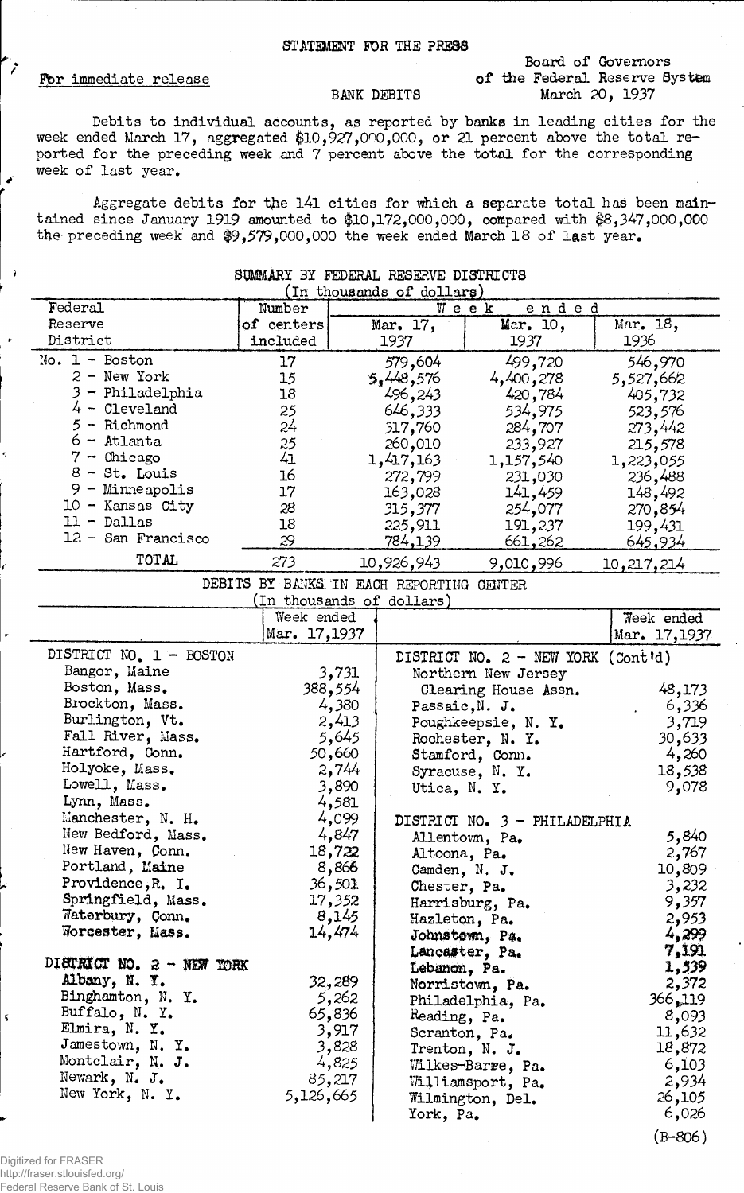STATEMENT FOR THE PRESS

For immediate release

Board of Governors
of the Federal Reserve System
March 20, 1937

BANK DEBITS

Debits to individual accounts, as reported by banks in leading cities for the week ended March 17, aggregated $10,927,000,000, or 21 percent above the total reported for the preceding week and 7 percent above the total for the corresponding week of last year.

Aggregate debits for the 141 cities for which a separate total has been maintained since January 1919 amounted to $10,172,000,000, compared with $8,347,000,000 the preceding week and $9,579,000,000 the week ended March 18 of last year.

SUMMARY BY FEDERAL RESERVE DISTRICTS
(In thousands of dollars)

| Federal Reserve District | Number of centers included | Week ended Mar. 17, 1937 | Week ended Mar. 10, 1937 | Week ended Mar. 18, 1936 |
|---|---|---|---|---|
| No. 1 - Boston | 17 | 579,604 | 499,720 | 546,970 |
| 2 - New York | 15 | 5,448,576 | 4,400,278 | 5,527,662 |
| 3 - Philadelphia | 18 | 496,243 | 420,784 | 405,732 |
| 4 - Cleveland | 25 | 646,333 | 534,975 | 523,576 |
| 5 - Richmond | 24 | 317,760 | 284,707 | 273,442 |
| 6 - Atlanta | 25 | 260,010 | 233,927 | 215,578 |
| 7 - Chicago | 41 | 1,417,163 | 1,157,540 | 1,223,055 |
| 8 - St. Louis | 16 | 272,799 | 231,030 | 236,488 |
| 9 - Minneapolis | 17 | 163,028 | 141,459 | 148,492 |
| 10 - Kansas City | 28 | 315,377 | 254,077 | 270,854 |
| 11 - Dallas | 18 | 225,911 | 191,237 | 199,431 |
| 12 - San Francisco | 29 | 784,139 | 661,262 | 645,934 |
| TOTAL | 273 | 10,926,943 | 9,010,996 | 10,217,214 |

DEBITS BY BANKS IN EACH REPORTING CENTER
(In thousands of dollars)

| | Week ended Mar. 17,1937 | | Week ended Mar. 17,1937 |
|---|---|---|---|
| DISTRICT NO. 1 - BOSTON | | DISTRICT NO. 2 - NEW YORK (Cont'd) | |
| Bangor, Maine | 3,731 | Northern New Jersey Clearing House Assn. | 48,173 |
| Boston, Mass. | 388,554 | Passaic, N. J. | 6,336 |
| Brockton, Mass. | 4,380 | Poughkeepsie, N. Y. | 3,719 |
| Burlington, Vt. | 2,413 | Rochester, N. Y. | 30,633 |
| Fall River, Mass. | 5,645 | Stamford, Conn. | 4,260 |
| Hartford, Conn. | 50,660 | Syracuse, N. Y. | 18,538 |
| Holyoke, Mass. | 2,744 | Utica, N. Y. | 9,078 |
| Lowell, Mass. | 3,890 | | |
| Lynn, Mass. | 4,581 | DISTRICT NO. 3 - PHILADELPHIA | |
| Manchester, N. H. | 4,099 | Allentown, Pa. | 5,840 |
| New Bedford, Mass. | 4,847 | Altoona, Pa. | 2,767 |
| New Haven, Conn. | 18,722 | Camden, N. J. | 10,809 |
| Portland, Maine | 8,866 | Chester, Pa. | 3,232 |
| Providence, R. I. | 36,501 | Harrisburg, Pa. | 9,357 |
| Springfield, Mass. | 17,352 | Hazleton, Pa. | 2,953 |
| Waterbury, Conn. | 8,145 | Johnstown, Pa. | 4,299 |
| Worcester, Mass. | 14,474 | Lancaster, Pa. | 7,191 |
| DISTRICT NO. 2 - NEW YORK | | Lebanon, Pa. | 1,539 |
| Albany, N. Y. | 32,289 | Norristown, Pa. | 2,372 |
| Binghamton, N. Y. | 5,262 | Philadelphia, Pa. | 366,119 |
| Buffalo, N. Y. | 65,836 | Reading, Pa. | 8,093 |
| Elmira, N. Y. | 3,917 | Scranton, Pa. | 11,632 |
| Jamestown, N. Y. | 3,828 | Trenton, N. J. | 18,872 |
| Montclair, N. J. | 4,825 | Wilkes-Barre, Pa. | 6,103 |
| Newark, N. J. | 85,217 | Williamsport, Pa. | 2,934 |
| New York, N. Y. | 5,126,665 | Wilmington, Del. | 26,105 |
| | | York, Pa. | 6,026 |

(B-806)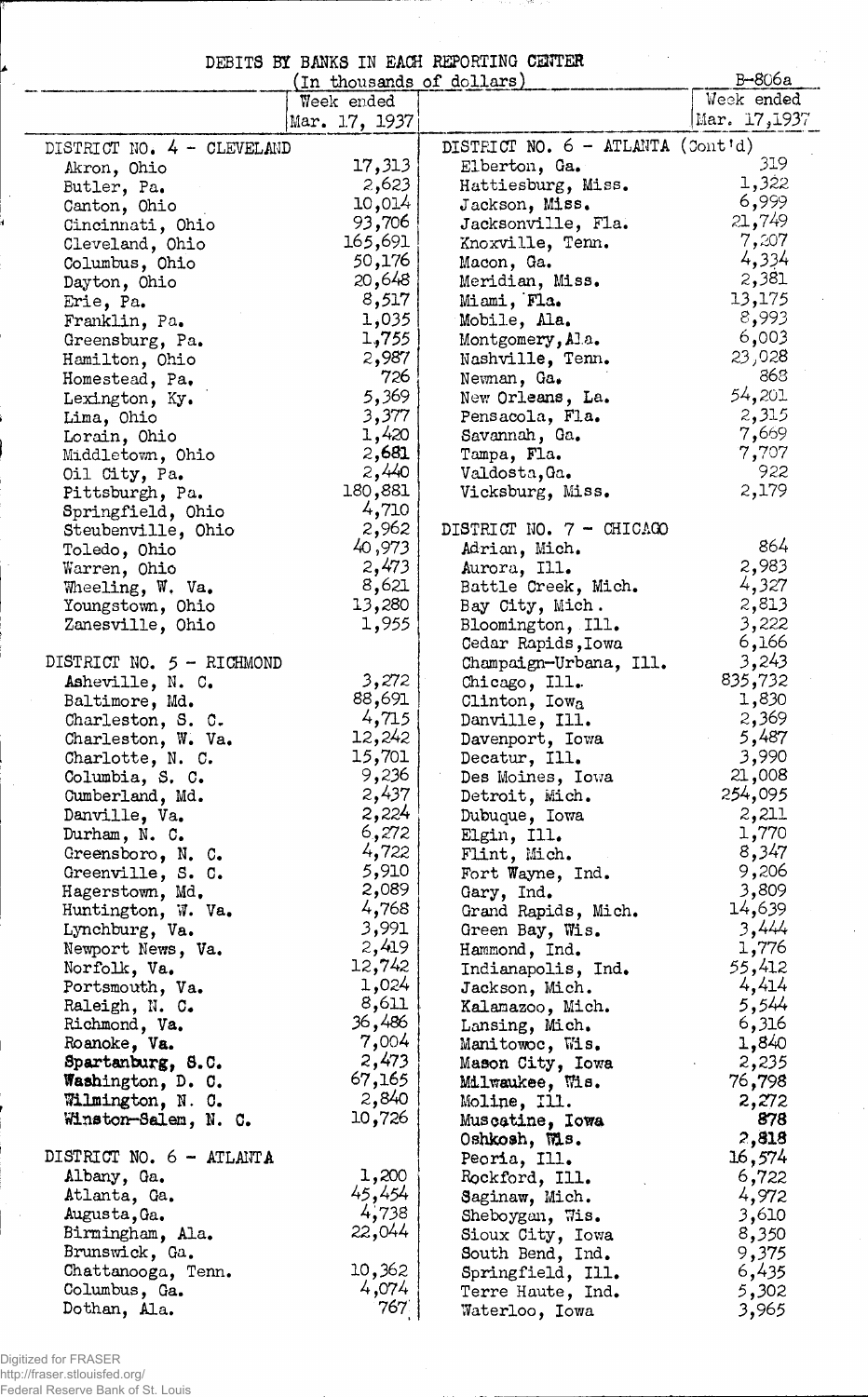DEBITS BY BANKS IN EACH REPORTING CENTER

(In thousands of dollars)

B-806a

| | Week ended Mar. 17, 1937 | | Week ended Mar. 17, 1937 |
|---|---|---|---|
| DISTRICT NO. 4 - CLEVELAND | | DISTRICT NO. 6 - ATLANTA (Cont'd) | |
| Akron, Ohio | 17,313 | Elberton, Ga. | 319 |
| Butler, Pa. | 2,623 | Hattiesburg, Miss. | 1,322 |
| Canton, Ohio | 10,014 | Jackson, Miss. | 6,999 |
| Cincinnati, Ohio | 93,706 | Jacksonville, Fla. | 21,749 |
| Cleveland, Ohio | 165,691 | Knoxville, Tenn. | 7,207 |
| Columbus, Ohio | 50,176 | Macon, Ga. | 4,334 |
| Dayton, Ohio | 20,648 | Meridian, Miss. | 2,381 |
| Erie, Pa. | 8,517 | Miami, Fla. | 13,175 |
| Franklin, Pa. | 1,035 | Mobile, Ala. | 8,993 |
| Greensburg, Pa. | 1,755 | Montgomery, Ala. | 6,003 |
| Hamilton, Ohio | 2,987 | Nashville, Tenn. | 23,028 |
| Homestead, Pa. | 726 | Newnan, Ga. | 868 |
| Lexington, Ky. | 5,369 | New Orleans, La. | 54,201 |
| Lima, Ohio | 3,377 | Pensacola, Fla. | 2,315 |
| Lorain, Ohio | 1,420 | Savannah, Ga. | 7,669 |
| Middletown, Ohio | 2,681 | Tampa, Fla. | 7,707 |
| Oil City, Pa. | 2,440 | Valdosta, Ga. | 922 |
| Pittsburgh, Pa. | 180,881 | Vicksburg, Miss. | 2,179 |
| Springfield, Ohio | 4,710 | | |
| Steubenville, Ohio | 2,962 | DISTRICT NO. 7 - CHICAGO | |
| Toledo, Ohio | 40,973 | Adrian, Mich. | 864 |
| Warren, Ohio | 2,473 | Aurora, Ill. | 2,983 |
| Wheeling, W. Va. | 8,621 | Battle Creek, Mich. | 4,327 |
| Youngstown, Ohio | 13,280 | Bay City, Mich. | 2,813 |
| Zanesville, Ohio | 1,955 | Bloomington, Ill. | 3,222 |
| | | Cedar Rapids, Iowa | 6,166 |
| DISTRICT NO. 5 - RICHMOND | | Champaign-Urbana, Ill. | 3,243 |
| Asheville, N. C. | 3,272 | Chicago, Ill. | 835,732 |
| Baltimore, Md. | 88,691 | Clinton, Iowa | 1,830 |
| Charleston, S. C. | 4,715 | Danville, Ill. | 2,369 |
| Charleston, W. Va. | 12,242 | Davenport, Iowa | 5,487 |
| Charlotte, N. C. | 15,701 | Decatur, Ill. | 3,990 |
| Columbia, S. C. | 9,236 | Des Moines, Iowa | 21,008 |
| Cumberland, Md. | 2,437 | Detroit, Mich. | 254,095 |
| Danville, Va. | 2,224 | Dubuque, Iowa | 2,211 |
| Durham, N. C. | 6,272 | Elgin, Ill. | 1,770 |
| Greensboro, N. C. | 4,722 | Flint, Mich. | 8,347 |
| Greenville, S. C. | 5,910 | Fort Wayne, Ind. | 9,206 |
| Hagerstown, Md. | 2,089 | Gary, Ind. | 3,809 |
| Huntington, W. Va. | 4,768 | Grand Rapids, Mich. | 14,639 |
| Lynchburg, Va. | 3,991 | Green Bay, Wis. | 3,444 |
| Newport News, Va. | 2,419 | Hammond, Ind. | 1,776 |
| Norfolk, Va. | 12,742 | Indianapolis, Ind. | 55,412 |
| Portsmouth, Va. | 1,024 | Jackson, Mich. | 4,414 |
| Raleigh, N. C. | 8,611 | Kalamazoo, Mich. | 5,544 |
| Richmond, Va. | 36,486 | Lansing, Mich. | 6,316 |
| Roanoke, Va. | 7,004 | Manitowoc, Wis. | 1,840 |
| Spartanburg, S.C. | 2,473 | Mason City, Iowa | 2,235 |
| Washington, D. C. | 67,165 | Milwaukee, Wis. | 76,798 |
| Wilmington, N. C. | 2,840 | Moline, Ill. | 2,272 |
| Winston-Salem, N. C. | 10,726 | Muscatine, Iowa | 878 |
| | | Oshkosh, Wis. | 2,818 |
| DISTRICT NO. 6 - ATLANTA | | Peoria, Ill. | 16,574 |
| Albany, Ga. | 1,200 | Rockford, Ill. | 6,722 |
| Atlanta, Ga. | 45,454 | Saginaw, Mich. | 4,972 |
| Augusta, Ga. | 4,738 | Sheboygan, Wis. | 3,610 |
| Birmingham, Ala. | 22,044 | Sioux City, Iowa | 8,350 |
| Brunswick, Ga. | | South Bend, Ind. | 9,375 |
| Chattanooga, Tenn. | 10,362 | Springfield, Ill. | 6,435 |
| Columbus, Ga. | 4,074 | Terre Haute, Ind. | 5,302 |
| Dothan, Ala. | 767 | Waterloo, Iowa | 3,965 |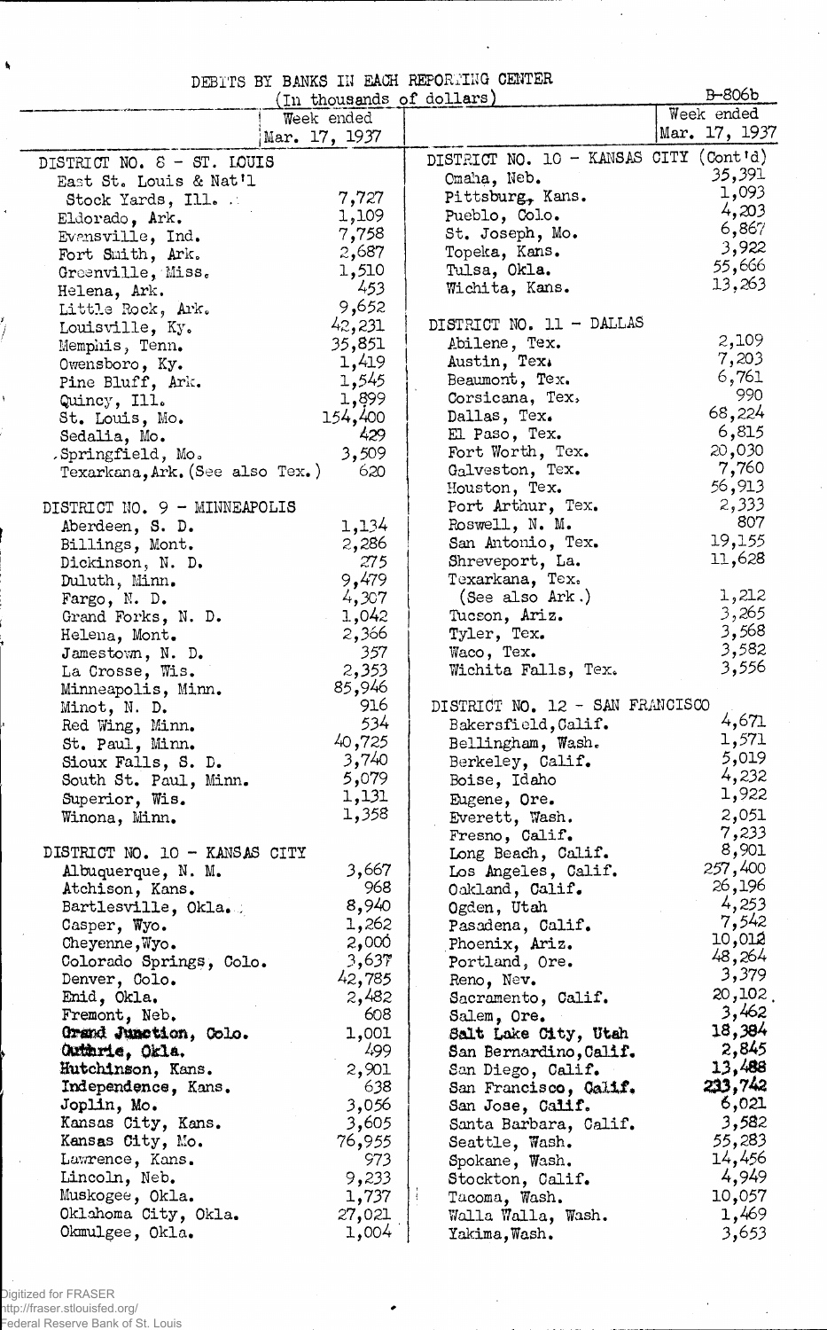B-806b

DEBITS BY BANKS IN EACH REPORTING CENTER

(In thousands of dollars)

| | Week ended Mar. 17, 1937 | | Week ended Mar. 17, 1937 |
|---|---|---|---|
| DISTRICT NO. 8 - ST. LOUIS | | DISTRICT NO. 10 - KANSAS CITY (Cont'd) | |
| East St. Louis & Nat'l Stock Yards, Ill. | 7,727 | Omaha, Neb. | 35,391 |
| Eldorado, Ark. | 1,109 | Pittsburg, Kans. | 1,093 |
| Evansville, Ind. | 7,758 | Pueblo, Colo. | 4,203 |
| Fort Smith, Ark. | 2,687 | St. Joseph, Mo. | 6,867 |
| Greenville, Miss. | 1,510 | Topeka, Kans. | 3,922 |
| Helena, Ark. | 453 | Tulsa, Okla. | 55,666 |
| Little Rock, Ark. | 9,652 | Wichita, Kans. | 13,263 |
| Louisville, Ky. | 42,231 | | |
| Memphis, Tenn. | 35,851 | DISTRICT NO. 11 - DALLAS | |
| Owensboro, Ky. | 1,419 | Abilene, Tex. | 2,109 |
| Pine Bluff, Ark. | 1,545 | Austin, Tex. | 7,203 |
| Quincy, Ill. | 1,899 | Beaumont, Tex. | 6,761 |
| St. Louis, Mo. | 154,400 | Corsicana, Tex. | 990 |
| Sedalia, Mo. | 429 | Dallas, Tex. | 68,224 |
| Springfield, Mo. | 3,509 | El Paso, Tex. | 6,815 |
| Texarkana, Ark. (See also Tex.) | 620 | Fort Worth, Tex. | 20,030 |
| | | Galveston, Tex. | 7,760 |
| DISTRICT NO. 9 - MINNEAPOLIS | | Houston, Tex. | 56,913 |
| Aberdeen, S. D. | 1,134 | Port Arthur, Tex. | 2,333 |
| Billings, Mont. | 2,286 | Roswell, N. M. | 807 |
| Dickinson, N. D. | 275 | San Antonio, Tex. | 19,155 |
| Duluth, Minn. | 9,479 | Shreveport, La. | 11,628 |
| Fargo, N. D. | 4,307 | Texarkana, Tex. (See also Ark.) | 1,212 |
| Grand Forks, N. D. | 1,042 | Tucson, Ariz. | 3,265 |
| Helena, Mont. | 2,366 | Tyler, Tex. | 3,568 |
| Jamestown, N. D. | 357 | Waco, Tex. | 3,582 |
| La Crosse, Wis. | 2,353 | Wichita Falls, Tex. | 3,556 |
| Minneapolis, Minn. | 85,946 | | |
| Minot, N. D. | 916 | DISTRICT NO. 12 - SAN FRANCISCO | |
| Red Wing, Minn. | 534 | Bakersfield, Calif. | 4,671 |
| St. Paul, Minn. | 40,725 | Bellingham, Wash. | 1,571 |
| Sioux Falls, S. D. | 3,740 | Berkeley, Calif. | 5,019 |
| South St. Paul, Minn. | 5,079 | Boise, Idaho | 4,232 |
| Superior, Wis. | 1,131 | Eugene, Ore. | 1,922 |
| Winona, Minn. | 1,358 | Everett, Wash. | 2,051 |
| | | Fresno, Calif. | 7,233 |
| DISTRICT NO. 10 - KANSAS CITY | | Long Beach, Calif. | 8,901 |
| Albuquerque, N. M. | 3,667 | Los Angeles, Calif. | 257,400 |
| Atchison, Kans. | 968 | Oakland, Calif. | 26,196 |
| Bartlesville, Okla. | 8,940 | Ogden, Utah | 4,253 |
| Casper, Wyo. | 1,262 | Pasadena, Calif. | 7,542 |
| Cheyenne, Wyo. | 2,006 | Phoenix, Ariz. | 10,012 |
| Colorado Springs, Colo. | 3,637 | Portland, Ore. | 48,264 |
| Denver, Colo. | 42,785 | Reno, Nev. | 3,379 |
| Enid, Okla. | 2,482 | Sacramento, Calif. | 20,102 |
| Fremont, Neb. | 608 | Salem, Ore. | 3,462 |
| Grand Junction, Colo. | 1,001 | Salt Lake City, Utah | 18,384 |
| Guthrie, Okla. | 499 | San Bernardino, Calif. | 2,845 |
| Hutchinson, Kans. | 2,901 | San Diego, Calif. | 13,488 |
| Independence, Kans. | 638 | San Francisco, Calif. | 233,742 |
| Joplin, Mo. | 3,056 | San Jose, Calif. | 6,021 |
| Kansas City, Kans. | 3,605 | Santa Barbara, Calif. | 3,582 |
| Kansas City, Mo. | 76,955 | Seattle, Wash. | 55,283 |
| Lawrence, Kans. | 973 | Spokane, Wash. | 14,456 |
| Lincoln, Neb. | 9,233 | Stockton, Calif. | 4,949 |
| Muskogee, Okla. | 1,737 | Tacoma, Wash. | 10,057 |
| Oklahoma City, Okla. | 27,021 | Walla Walla, Wash. | 1,469 |
| Okmulgee, Okla. | 1,004 | Yakima, Wash. | 3,653 |